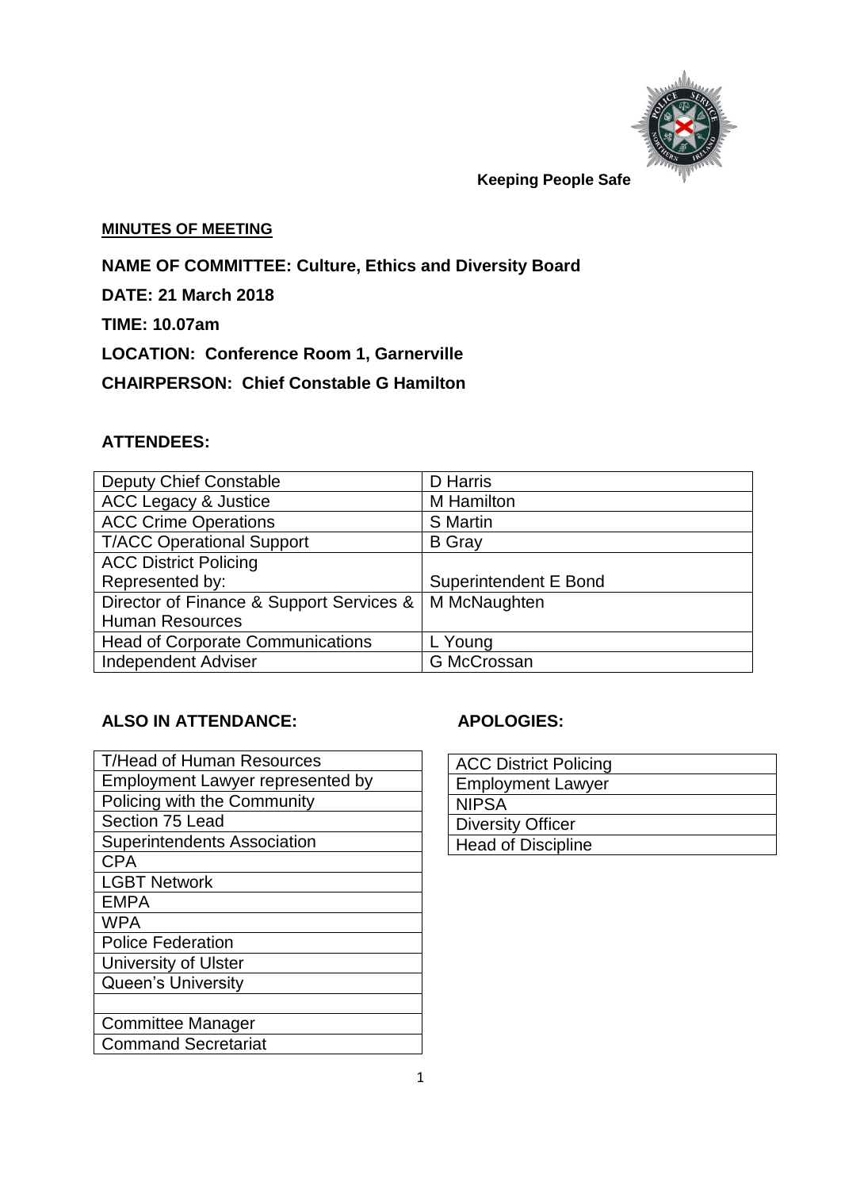Keeping People Safe

**MINUTES OF MEETING**

**NAME OF COMMITTEE: Culture, Ethics and Diversity Board**

**DATE: 21 March 2018**

**TIME: 10.07am**

**LOCATION: Conference Room 1, Garnerville**

**CHAIRPERSON: Chief Constable G Hamilton**

**ATTENDEES:**

| | |
|---|---|
| Deputy Chief Constable | D Harris |
| ACC Legacy & Justice | M Hamilton |
| ACC Crime Operations | S Martin |
| T/ACC Operational Support | B Gray |
| ACC District Policing<br>Represented by: | Superintendent E Bond |
| Director of Finance & Support Services & Human Resources | M McNaughten |
| Head of Corporate Communications | L Young |
| Independent Adviser | G McCrossan |

**ALSO IN ATTENDANCE:**

| |
|---|
| T/Head of Human Resources |
| Employment Lawyer represented by |
| Policing with the Community |
| Section 75 Lead |
| Superintendents Association |
| CPA |
| LGBT Network |
| EMPA |
| WPA |
| Police Federation |
| University of Ulster |
| Queen's University |
| |
| Committee Manager |
| Command Secretariat |

**APOLOGIES:**

| |
|---|
| ACC District Policing |
| Employment Lawyer |
| NIPSA |
| Diversity Officer |
| Head of Discipline |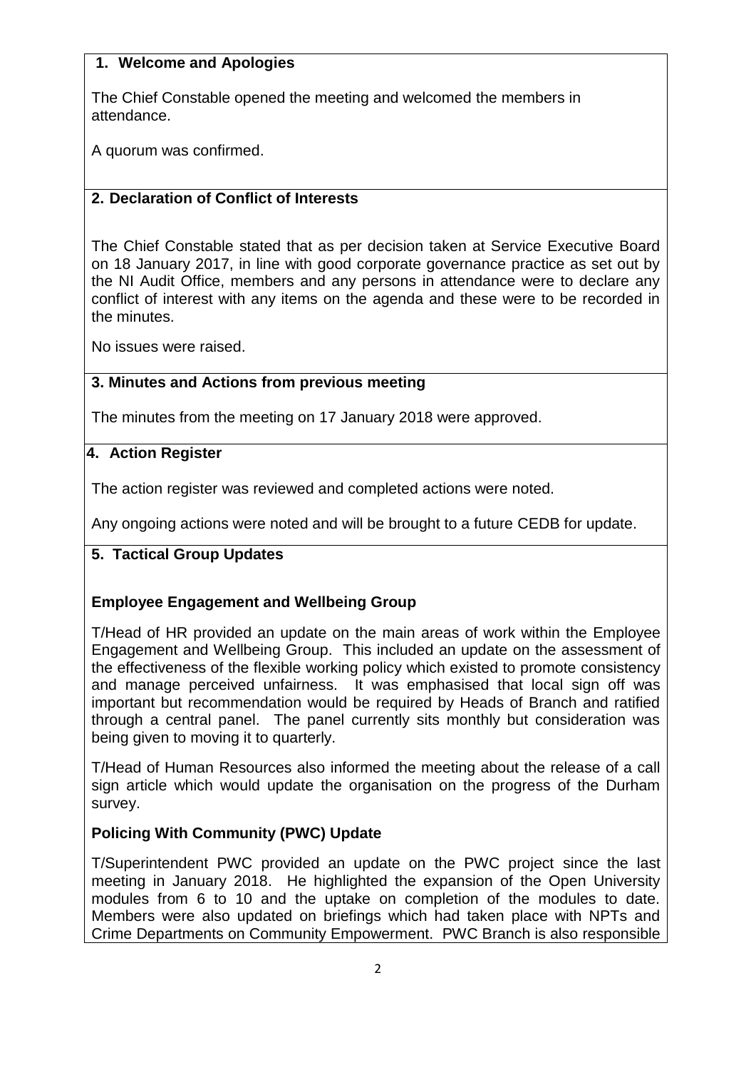## 1. Welcome and Apologies

The Chief Constable opened the meeting and welcomed the members in attendance.

A quorum was confirmed.

## 2. Declaration of Conflict of Interests

The Chief Constable stated that as per decision taken at Service Executive Board on 18 January 2017, in line with good corporate governance practice as set out by the NI Audit Office, members and any persons in attendance were to declare any conflict of interest with any items on the agenda and these were to be recorded in the minutes.

No issues were raised.

## 3. Minutes and Actions from previous meeting

The minutes from the meeting on 17 January 2018 were approved.

## 4. Action Register

The action register was reviewed and completed actions were noted.

Any ongoing actions were noted and will be brought to a future CEDB for update.

## 5. Tactical Group Updates

### Employee Engagement and Wellbeing Group

T/Head of HR provided an update on the main areas of work within the Employee Engagement and Wellbeing Group. This included an update on the assessment of the effectiveness of the flexible working policy which existed to promote consistency and manage perceived unfairness. It was emphasised that local sign off was important but recommendation would be required by Heads of Branch and ratified through a central panel. The panel currently sits monthly but consideration was being given to moving it to quarterly.

T/Head of Human Resources also informed the meeting about the release of a call sign article which would update the organisation on the progress of the Durham survey.

### Policing With Community (PWC) Update

T/Superintendent PWC provided an update on the PWC project since the last meeting in January 2018. He highlighted the expansion of the Open University modules from 6 to 10 and the uptake on completion of the modules to date. Members were also updated on briefings which had taken place with NPTs and Crime Departments on Community Empowerment. PWC Branch is also responsible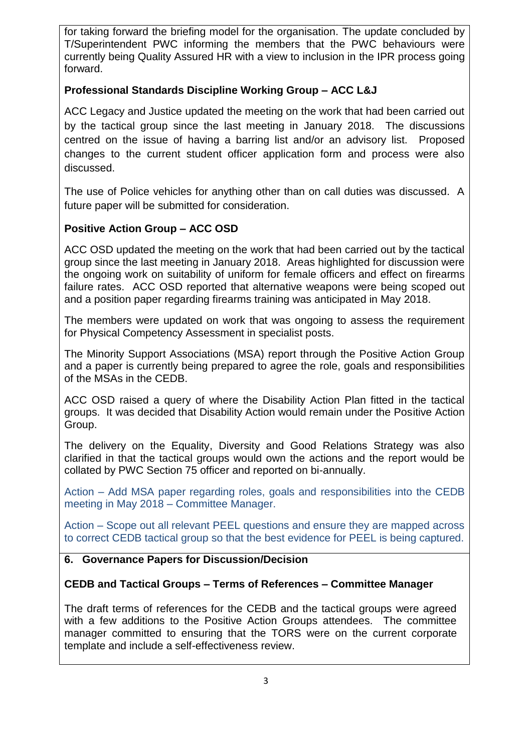for taking forward the briefing model for the organisation. The update concluded by T/Superintendent PWC informing the members that the PWC behaviours were currently being Quality Assured HR with a view to inclusion in the IPR process going forward.

**Professional Standards Discipline Working Group – ACC L&J**

ACC Legacy and Justice updated the meeting on the work that had been carried out by the tactical group since the last meeting in January 2018. The discussions centred on the issue of having a barring list and/or an advisory list. Proposed changes to the current student officer application form and process were also discussed.

The use of Police vehicles for anything other than on call duties was discussed. A future paper will be submitted for consideration.

**Positive Action Group – ACC OSD**

ACC OSD updated the meeting on the work that had been carried out by the tactical group since the last meeting in January 2018. Areas highlighted for discussion were the ongoing work on suitability of uniform for female officers and effect on firearms failure rates. ACC OSD reported that alternative weapons were being scoped out and a position paper regarding firearms training was anticipated in May 2018.

The members were updated on work that was ongoing to assess the requirement for Physical Competency Assessment in specialist posts.

The Minority Support Associations (MSA) report through the Positive Action Group and a paper is currently being prepared to agree the role, goals and responsibilities of the MSAs in the CEDB.

ACC OSD raised a query of where the Disability Action Plan fitted in the tactical groups. It was decided that Disability Action would remain under the Positive Action Group.

The delivery on the Equality, Diversity and Good Relations Strategy was also clarified in that the tactical groups would own the actions and the report would be collated by PWC Section 75 officer and reported on bi-annually.

Action – Add MSA paper regarding roles, goals and responsibilities into the CEDB meeting in May 2018 – Committee Manager.

Action – Scope out all relevant PEEL questions and ensure they are mapped across to correct CEDB tactical group so that the best evidence for PEEL is being captured.

**6. Governance Papers for Discussion/Decision**

**CEDB and Tactical Groups – Terms of References – Committee Manager**

The draft terms of references for the CEDB and the tactical groups were agreed with a few additions to the Positive Action Groups attendees. The committee manager committed to ensuring that the TORS were on the current corporate template and include a self-effectiveness review.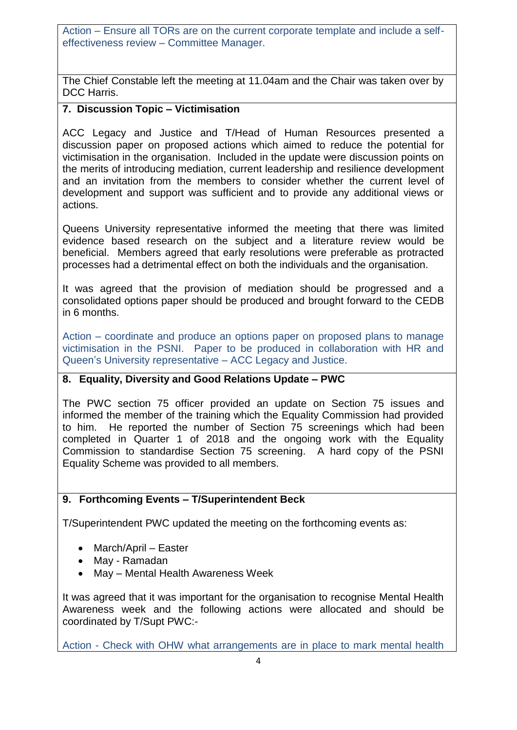Action – Ensure all TORs are on the current corporate template and include a self-effectiveness review – Committee Manager.

The Chief Constable left the meeting at 11.04am and the Chair was taken over by DCC Harris.

**7. Discussion Topic – Victimisation**

ACC Legacy and Justice and T/Head of Human Resources presented a discussion paper on proposed actions which aimed to reduce the potential for victimisation in the organisation. Included in the update were discussion points on the merits of introducing mediation, current leadership and resilience development and an invitation from the members to consider whether the current level of development and support was sufficient and to provide any additional views or actions.

Queens University representative informed the meeting that there was limited evidence based research on the subject and a literature review would be beneficial. Members agreed that early resolutions were preferable as protracted processes had a detrimental effect on both the individuals and the organisation.

It was agreed that the provision of mediation should be progressed and a consolidated options paper should be produced and brought forward to the CEDB in 6 months.

Action – coordinate and produce an options paper on proposed plans to manage victimisation in the PSNI. Paper to be produced in collaboration with HR and Queen's University representative – ACC Legacy and Justice.

**8. Equality, Diversity and Good Relations Update – PWC**

The PWC section 75 officer provided an update on Section 75 issues and informed the member of the training which the Equality Commission had provided to him. He reported the number of Section 75 screenings which had been completed in Quarter 1 of 2018 and the ongoing work with the Equality Commission to standardise Section 75 screening. A hard copy of the PSNI Equality Scheme was provided to all members.

**9. Forthcoming Events – T/Superintendent Beck**

T/Superintendent PWC updated the meeting on the forthcoming events as:

- March/April – Easter
- May - Ramadan
- May – Mental Health Awareness Week

It was agreed that it was important for the organisation to recognise Mental Health Awareness week and the following actions were allocated and should be coordinated by T/Supt PWC:-

Action - Check with OHW what arrangements are in place to mark mental health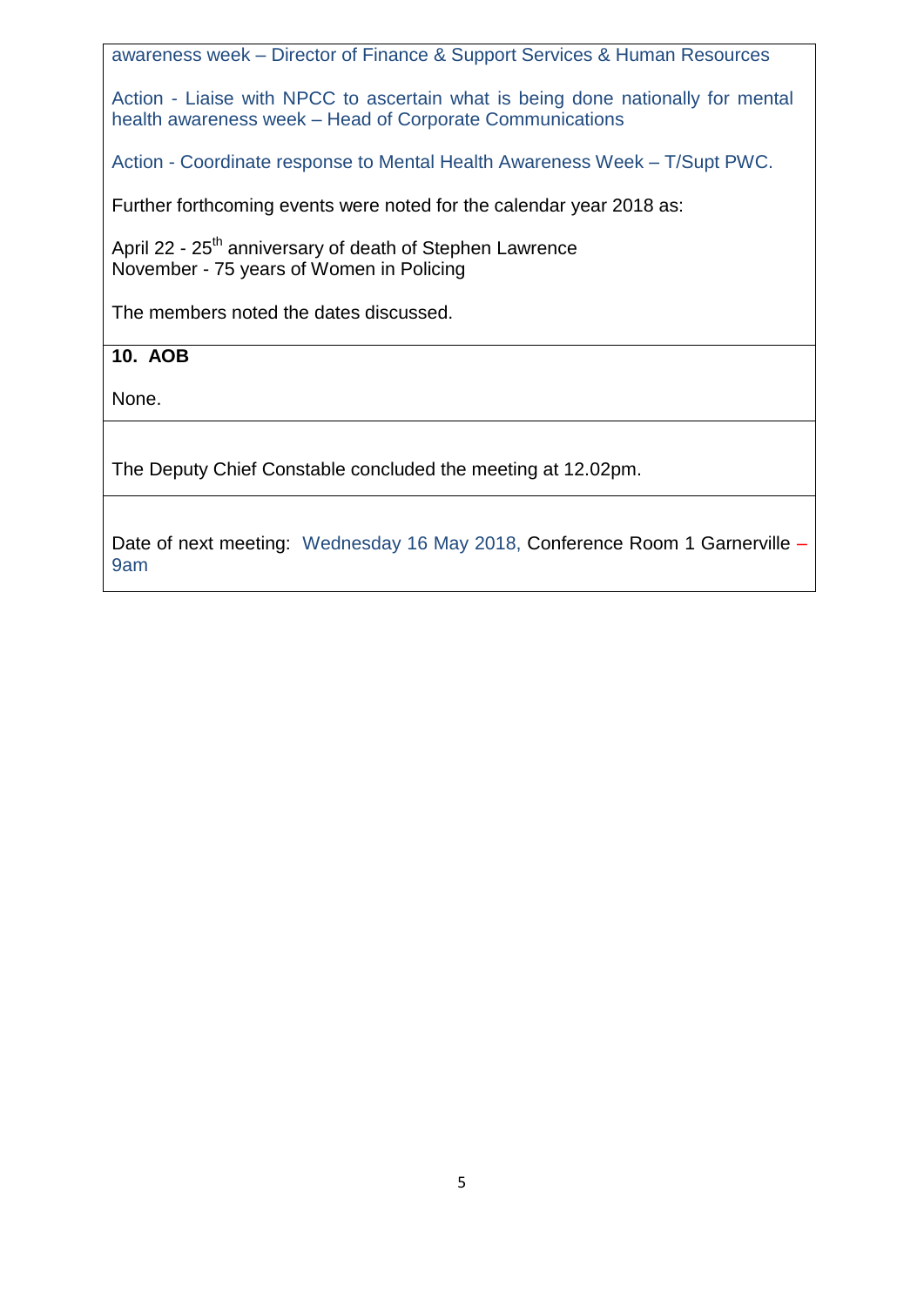awareness week – Director of Finance & Support Services & Human Resources

Action - Liaise with NPCC to ascertain what is being done nationally for mental health awareness week – Head of Corporate Communications

Action - Coordinate response to Mental Health Awareness Week – T/Supt PWC.

Further forthcoming events were noted for the calendar year 2018 as:

April 22 - 25th anniversary of death of Stephen Lawrence
November - 75 years of Women in Policing

The members noted the dates discussed.

**10. AOB**

None.

The Deputy Chief Constable concluded the meeting at 12.02pm.

Date of next meeting: Wednesday 16 May 2018, Conference Room 1 Garnerville – 9am